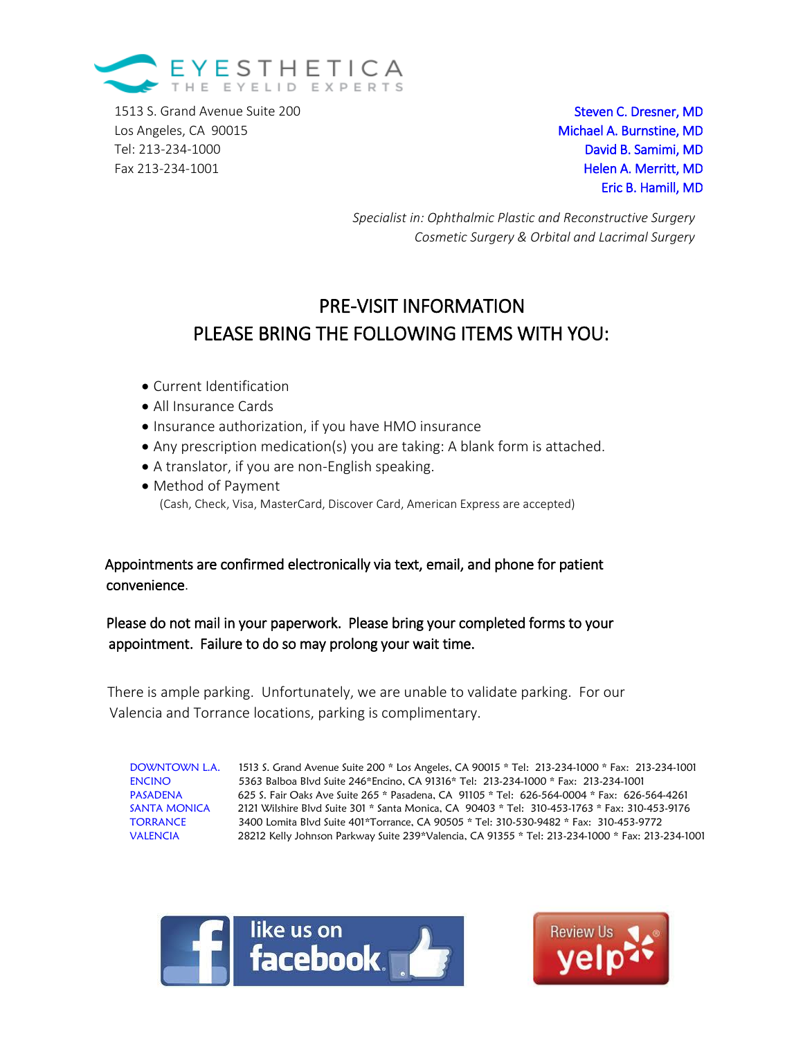EYESTHETICA
THE EYELID EXPERTS

1513 S. Grand Avenue Suite 200
Los Angeles, CA 90015
Tel: 213-234-1000
Fax 213-234-1001

Steven C. Dresner, MD
Michael A. Burnstine, MD
David B. Samimi, MD
Helen A. Merritt, MD
Eric B. Hamill, MD

*Specialist in: Ophthalmic Plastic and Reconstructive Surgery*
*Cosmetic Surgery & Orbital and Lacrimal Surgery*

# PRE-VISIT INFORMATION
# PLEASE BRING THE FOLLOWING ITEMS WITH YOU:

- Current Identification
- All Insurance Cards
- Insurance authorization, if you have HMO insurance
- Any prescription medication(s) you are taking: A blank form is attached.
- A translator, if you are non-English speaking.
- Method of Payment
  (Cash, Check, Visa, MasterCard, Discover Card, American Express are accepted)

Appointments are confirmed electronically via text, email, and phone for patient convenience.

Please do not mail in your paperwork. Please bring your completed forms to your appointment. Failure to do so may prolong your wait time.

There is ample parking. Unfortunately, we are unable to validate parking. For our Valencia and Torrance locations, parking is complimentary.

| | |
|---|---|
| DOWNTOWN L.A. | 1513 S. Grand Avenue Suite 200 * Los Angeles, CA 90015 * Tel: 213-234-1000 * Fax: 213-234-1001 |
| ENCINO | 5363 Balboa Blvd Suite 246*Encino, CA 91316* Tel: 213-234-1000 * Fax: 213-234-1001 |
| PASADENA | 625 S. Fair Oaks Ave Suite 265 * Pasadena, CA 91105 * Tel: 626-564-0004 * Fax: 626-564-4261 |
| SANTA MONICA | 2121 Wilshire Blvd Suite 301 * Santa Monica, CA 90403 * Tel: 310-453-1763 * Fax: 310-453-9176 |
| TORRANCE | 3400 Lomita Blvd Suite 401*Torrance, CA 90505 * Tel: 310-530-9482 * Fax: 310-453-9772 |
| VALENCIA | 28212 Kelly Johnson Parkway Suite 239*Valencia, CA 91355 * Tel: 213-234-1000 * Fax: 213-234-1001 |

like us on facebook

Review Us yelp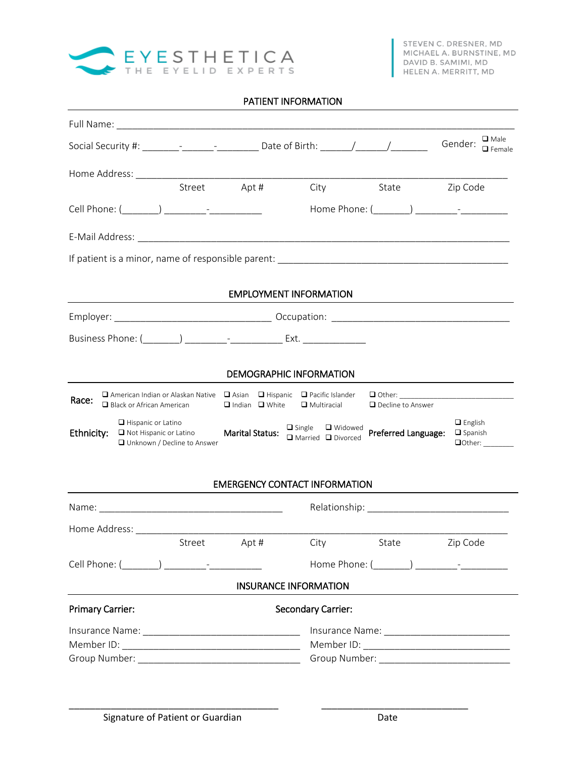EYESTHETICA
THE EYELID EXPERTS

STEVEN C. DRESNER, MD
MICHAEL A. BURNSTINE, MD
DAVID B. SAMIMI, MD
HELEN A. MERRITT, MD

## PATIENT INFORMATION

Full Name: ______________________________________________________________________

Social Security #: _______-______-________ Date of Birth: ______/______/_______ Gender: ❑ Male ❑ Female

Home Address: ______________________________________________________________________
Street Apt # City State Zip Code

Cell Phone: (_______) ________-__________ Home Phone: (_______) ________-_________

E-Mail Address: ______________________________________________________________________

If patient is a minor, name of responsible parent: ____________________________________________

## EMPLOYMENT INFORMATION

Employer: ______________________________ Occupation: ___________________________________

Business Phone: (_______) ________-__________ Ext. ____________

## DEMOGRAPHIC INFORMATION

**Race:** ❑ American Indian or Alaskan Native ❑ Asian ❑ Hispanic ❑ Pacific Islander ❑ Other: ____________________________
❑ Black or African American ❑ Indian ❑ White ❑ Multiracial ❑ Decline to Answer

**Ethnicity:** ❑ Hispanic or Latino ❑ Not Hispanic or Latino ❑ Unknown / Decline to Answer

**Marital Status:** ❑ Single ❑ Widowed ❑ Married ❑ Divorced

**Preferred Language:** ❑ English ❑ Spanish ❑Other: _______

## EMERGENCY CONTACT INFORMATION

Name: ___________________________________ Relationship: ___________________________

Home Address: ______________________________________________________________________
Street Apt # City State Zip Code

Cell Phone: (_______) ________-__________ Home Phone: (_______) ________-_________

## INSURANCE INFORMATION

**Primary Carrier:**

Insurance Name: ______________________________
Member ID: __________________________________
Group Number: _______________________________

**Secondary Carrier:**

Insurance Name: ________________________
Member ID: ____________________________
Group Number: _________________________

__________________________________________ ____________________________
Signature of Patient or Guardian Date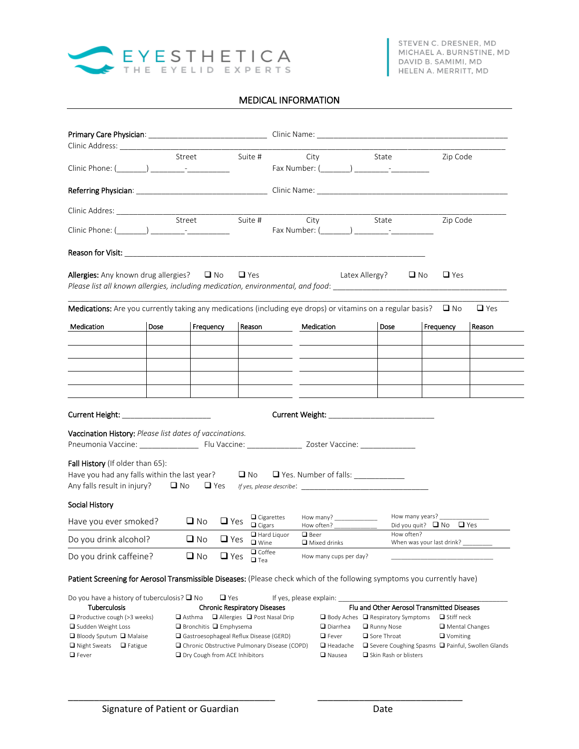EYESTHETICA
THE EYELID EXPERTS

STEVEN C. DRESNER, MD
MICHAEL A. BURNSTINE, MD
DAVID B. SAMIMI, MD
HELEN A. MERRITT, MD

# MEDICAL INFORMATION

**Primary Care Physician**: ___________________________ Clinic Name: ___________________________________________

Clinic Address: ____________________________________________________________________________________________

Street Suite # City State Zip Code

Clinic Phone: (_______) ________-__________ Fax Number: (_______) ________-_________

**Referring Physician**: ______________________________ Clinic Name: ___________________________________________

Clinic Addres: _____________________________________________________________________________________________

Street Suite # City State Zip Code

Clinic Phone: (_______) ________-__________ Fax Number: (_______) ________-__________

**Reason for Visit**: ___________________________________________________________________________

**Allergies:** Any known drug allergies? ❑ No ❑ Yes Latex Allergy? ❑ No ❑ Yes

*Please list all known allergies, including medication, environmental, and food:* ________________________________________

_____________________________________________________________________________________________________

**Medications:** Are you currently taking any medications (including eye drops) or vitamins on a regular basis? ❑ No ❑ Yes

| Medication | Dose | Frequency | Reason | Medication | Dose | Frequency | Reason |
|---|---|---|---|---|---|---|---|
| | | | | | | | |
| | | | | | | | |
| | | | | | | | |
| | | | | | | | |
| | | | | | | | |

**Current Height:** ______________________ **Current Weight:** __________________________

**Vaccination History:** *Please list dates of vaccinations.*

Pneumonia Vaccine: ______________ Flu Vaccine: _____________ Zoster Vaccine: _____________

**Fall History** (If older than 65):

Have you had any falls within the last year? ❑ No ❑ Yes. Number of falls: ____________

Any falls result in injury? ❑ No ❑ Yes *If yes, please describe*: ________________________________

**Social History**

| | | | | | |
|---|---|---|---|---|---|
| Have you ever smoked? | ❑ No | ❑ Yes | ❑ Cigarettes ❑ Cigars | How many? ___________ How often? ___________ | How many years? _____________ Did you quit? ❑ No ❑ Yes |
| Do you drink alcohol? | ❑ No | ❑ Yes | ❑ Hard Liquor ❑ Wine | ❑ Beer ❑ Mixed drinks | How often? When was your last drink? ________ |
| Do you drink caffeine? | ❑ No | ❑ Yes | ❑ Coffee ❑ Tea | How many cups per day? | ___________________________ |

**Patient Screening for Aerosol Transmissible Diseases:** (Please check which of the following symptoms you currently have)

Do you have a history of tuberculosis? ❑ No ❑ Yes If yes, please explain: ________________________________________

**Tuberculosis**

- ❑ Productive cough (>3 weeks)
- ❑ Sudden Weight Loss
- ❑ Bloody Sputum ❑ Malaise
- ❑ Night Sweats ❑ Fatigue
- ❑ Fever

**Chronic Respiratory Diseases**

- ❑ Asthma ❑ Allergies ❑ Post Nasal Drip
- ❑ Bronchitis ❑ Emphysema
- ❑ Gastroesophageal Reflux Disease (GERD)
- ❑ Chronic Obstructive Pulmonary Disease (COPD)
- ❑ Dry Cough from ACE Inhibitors

**Flu and Other Aerosol Transmitted Diseases**

- ❑ Body Aches ❑ Respiratory Symptoms ❑ Stiff neck
- ❑ Diarrhea ❑ Runny Nose ❑ Mental Changes
- ❑ Fever ❑ Sore Throat ❑ Vomiting
- ❑ Headache ❑ Severe Coughing Spasms ❑ Painful, Swollen Glands
- ❑ Nausea ❑ Skin Rash or blisters

_____________________________________________ _______________________________

Signature of Patient or Guardian Date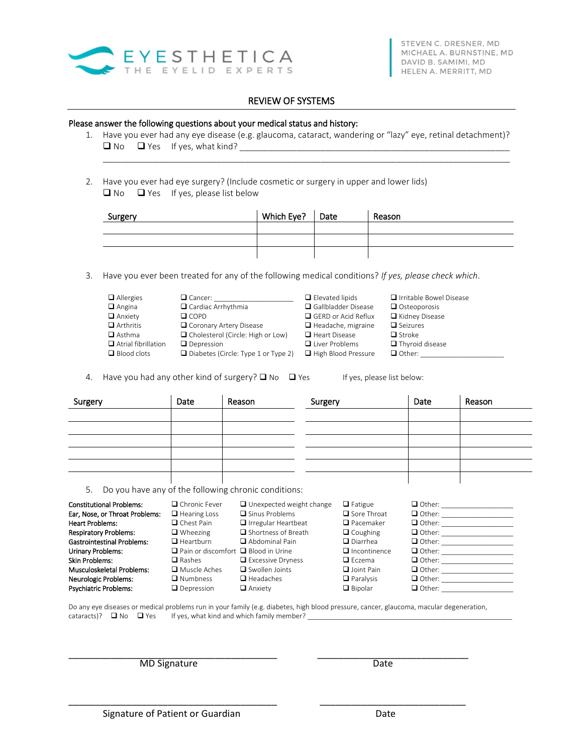EYESTHETICA
THE EYELID EXPERTS

STEVEN C. DRESNER, MD
MICHAEL A. BURNSTINE, MD
DAVID B. SAMIMI, MD
HELEN A. MERRITT, MD

## REVIEW OF SYSTEMS

**Please answer the following questions about your medical status and history:**

1. Have you ever had any eye disease (e.g. glaucoma, cataract, wandering or "lazy" eye, retinal detachment)?
   ❑ No ❑ Yes If yes, what kind? ______________________________________________________________
   ______________________________________________________________________________

2. Have you ever had eye surgery? (Include cosmetic or surgery in upper and lower lids)
   ❑ No ❑ Yes If yes, please list below

| Surgery | Which Eye? | Date | Reason |
|---|---|---|---|
| | | | |
| | | | |
| | | | |

3. Have you ever been treated for any of the following medical conditions? *If yes, please check which.*

| | | | |
|---|---|---|---|
| ❑ Allergies | ❑ Cancer: ____________________ | ❑ Elevated lipids | ❑ Irritable Bowel Disease |
| ❑ Angina | ❑ Cardiac Arrhythmia | ❑ Gallbladder Disease | ❑ Osteoporosis |
| ❑ Anxiety | ❑ COPD | ❑ GERD or Acid Reflux | ❑ Kidney Disease |
| ❑ Arthritis | ❑ Coronary Artery Disease | ❑ Headache, migraine | ❑ Seizures |
| ❑ Asthma | ❑ Cholesterol (Circle: High or Low) | ❑ Heart Disease | ❑ Stroke |
| ❑ Atrial fibrillation | ❑ Depression | ❑ Liver Problems | ❑ Thyroid disease |
| ❑ Blood clots | ❑ Diabetes (Circle: Type 1 or Type 2) | ❑ High Blood Pressure | ❑ Other: ____________________ |

4. Have you had any other kind of surgery? ❑ No ❑ Yes If yes, please list below:

| Surgery | Date | Reason | Surgery | Date | Reason |
|---|---|---|---|---|---|
| | | | | | |
| | | | | | |
| | | | | | |
| | | | | | |
| | | | | | |
| | | | | | |

5. Do you have any of the following chronic conditions:

| | | | | |
|---|---|---|---|---|
| **Constitutional Problems:** | ❑ Chronic Fever | ❑ Unexpected weight change | ❑ Fatigue | ❑ Other: ________________ |
| **Ear, Nose, or Throat Problems:** | ❑ Hearing Loss | ❑ Sinus Problems | ❑ Sore Throat | ❑ Other: ________________ |
| **Heart Problems:** | ❑ Chest Pain | ❑ Irregular Heartbeat | ❑ Pacemaker | ❑ Other: ________________ |
| **Respiratory Problems:** | ❑ Wheezing | ❑ Shortness of Breath | ❑ Coughing | ❑ Other: ________________ |
| **Gastrointestinal Problems:** | ❑ Heartburn | ❑ Abdominal Pain | ❑ Diarrhea | ❑ Other: ________________ |
| **Urinary Problems:** | ❑ Pain or discomfort | ❑ Blood in Urine | ❑ Incontinence | ❑ Other: ________________ |
| **Skin Problems:** | ❑ Rashes | ❑ Excessive Dryness | ❑ Eczema | ❑ Other: ________________ |
| **Musculoskeletal Problems:** | ❑ Muscle Aches | ❑ Swollen Joints | ❑ Joint Pain | ❑ Other: ________________ |
| **Neurologic Problems:** | ❑ Numbness | ❑ Headaches | ❑ Paralysis | ❑ Other: ________________ |
| **Psychiatric Problems:** | ❑ Depression | ❑ Anxiety | ❑ Bipolar | ❑ Other: ________________ |

Do any eye diseases or medical problems run in your family (e.g. diabetes, high blood pressure, cancer, glaucoma, macular degeneration, cataracts)? ❑ No ❑ Yes If yes, what kind and which family member? ______________________________________________

________________________________________ ______________________________
MD Signature Date

________________________________________ ______________________________
Signature of Patient or Guardian Date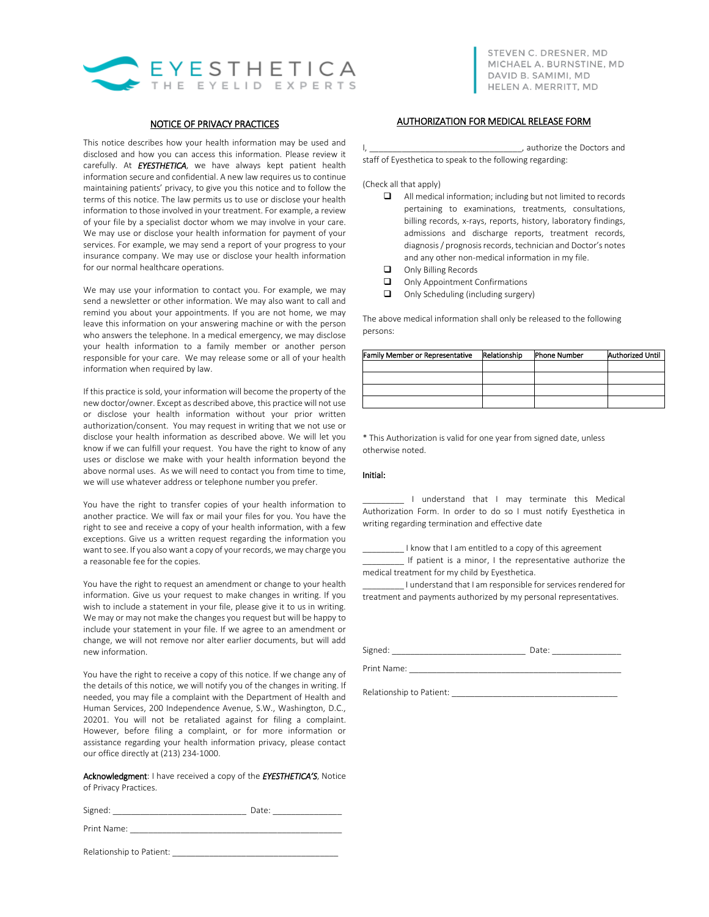EYESTHETICA
THE EYELID EXPERTS

STEVEN C. DRESNER, MD
MICHAEL A. BURNSTINE, MD
DAVID B. SAMIMI, MD
HELEN A. MERRITT, MD

## NOTICE OF PRIVACY PRACTICES

This notice describes how your health information may be used and disclosed and how you can access this information. Please review it carefully. At ***EYESTHETICA***, we have always kept patient health information secure and confidential. A new law requires us to continue maintaining patients' privacy, to give you this notice and to follow the terms of this notice. The law permits us to use or disclose your health information to those involved in your treatment. For example, a review of your file by a specialist doctor whom we may involve in your care. We may use or disclose your health information for payment of your services. For example, we may send a report of your progress to your insurance company. We may use or disclose your health information for our normal healthcare operations.

We may use your information to contact you. For example, we may send a newsletter or other information. We may also want to call and remind you about your appointments. If you are not home, we may leave this information on your answering machine or with the person who answers the telephone. In a medical emergency, we may disclose your health information to a family member or another person responsible for your care. We may release some or all of your health information when required by law.

If this practice is sold, your information will become the property of the new doctor/owner. Except as described above, this practice will not use or disclose your health information without your prior written authorization/consent. You may request in writing that we not use or disclose your health information as described above. We will let you know if we can fulfill your request. You have the right to know of any uses or disclose we make with your health information beyond the above normal uses. As we will need to contact you from time to time, we will use whatever address or telephone number you prefer.

You have the right to transfer copies of your health information to another practice. We will fax or mail your files for you. You have the right to see and receive a copy of your health information, with a few exceptions. Give us a written request regarding the information you want to see. If you also want a copy of your records, we may charge you a reasonable fee for the copies.

You have the right to request an amendment or change to your health information. Give us your request to make changes in writing. If you wish to include a statement in your file, please give it to us in writing. We may or may not make the changes you request but will be happy to include your statement in your file. If we agree to an amendment or change, we will not remove nor alter earlier documents, but will add new information.

You have the right to receive a copy of this notice. If we change any of the details of this notice, we will notify you of the changes in writing. If needed, you may file a complaint with the Department of Health and Human Services, 200 Independence Avenue, S.W., Washington, D.C., 20201. You will not be retaliated against for filing a complaint. However, before filing a complaint, or for more information or assistance regarding your health information privacy, please contact our office directly at (213) 234-1000.

**Acknowledgment**: I have received a copy of the ***EYESTHETICA'S***, Notice of Privacy Practices.

Signed: ____________________________ Date: _______________

Print Name: ______________________________________________

Relationship to Patient: ___________________________________

## AUTHORIZATION FOR MEDICAL RELEASE FORM

I, _________________________________, authorize the Doctors and staff of Eyesthetica to speak to the following regarding:

(Check all that apply)

- ❑ All medical information; including but not limited to records pertaining to examinations, treatments, consultations, billing records, x-rays, reports, history, laboratory findings, admissions and discharge reports, treatment records, diagnosis / prognosis records, technician and Doctor's notes and any other non-medical information in my file.
- ❑ Only Billing Records
- ❑ Only Appointment Confirmations
- ❑ Only Scheduling (including surgery)

The above medical information shall only be released to the following persons:

| Family Member or Representative | Relationship | Phone Number | Authorized Until |
|---|---|---|---|
| | | | |
| | | | |
| | | | |
| | | | |

* This Authorization is valid for one year from signed date, unless otherwise noted.

**Initial:**

_________ I understand that I may terminate this Medical Authorization Form. In order to do so I must notify Eyesthetica in writing regarding termination and effective date

_________ I know that I am entitled to a copy of this agreement

_________ If patient is a minor, I the representative authorize the medical treatment for my child by Eyesthetica.

_________ I understand that I am responsible for services rendered for treatment and payments authorized by my personal representatives.

Signed: ____________________________ Date: _______________

Print Name: ______________________________________________

Relationship to Patient: ___________________________________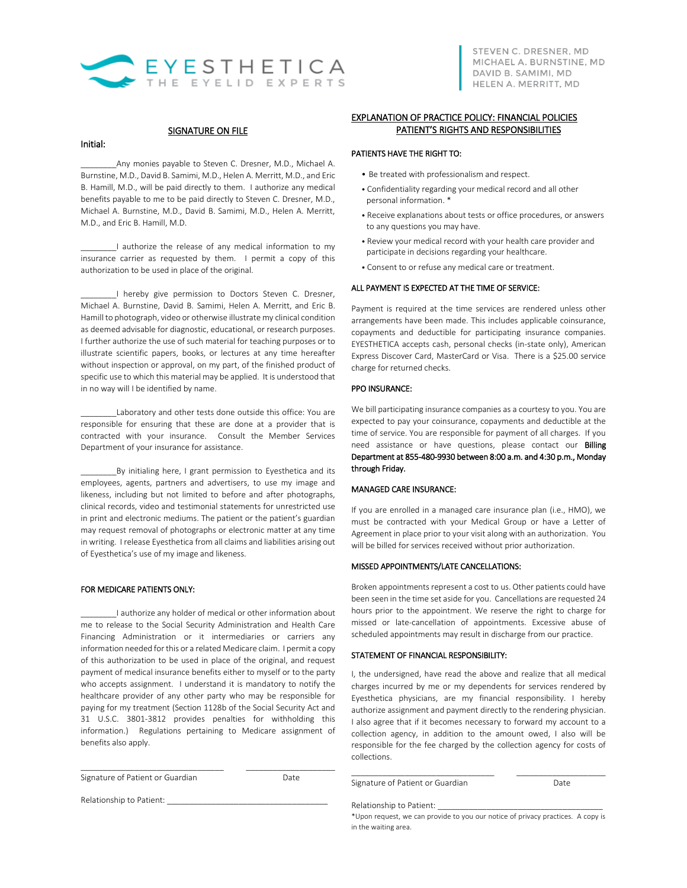EYESTHETICA
THE EYELID EXPERTS

STEVEN C. DRESNER, MD
MICHAEL A. BURNSTINE, MD
DAVID B. SAMIMI, MD
HELEN A. MERRITT, MD

## SIGNATURE ON FILE

Initial:

________Any monies payable to Steven C. Dresner, M.D., Michael A. Burnstine, M.D., David B. Samimi, M.D., Helen A. Merritt, M.D., and Eric B. Hamill, M.D., will be paid directly to them. I authorize any medical benefits payable to me to be paid directly to Steven C. Dresner, M.D., Michael A. Burnstine, M.D., David B. Samimi, M.D., Helen A. Merritt, M.D., and Eric B. Hamill, M.D.

________I authorize the release of any medical information to my insurance carrier as requested by them. I permit a copy of this authorization to be used in place of the original.

________I hereby give permission to Doctors Steven C. Dresner, Michael A. Burnstine, David B. Samimi, Helen A. Merritt, and Eric B. Hamill to photograph, video or otherwise illustrate my clinical condition as deemed advisable for diagnostic, educational, or research purposes. I further authorize the use of such material for teaching purposes or to illustrate scientific papers, books, or lectures at any time hereafter without inspection or approval, on my part, of the finished product of specific use to which this material may be applied. It is understood that in no way will I be identified by name.

________Laboratory and other tests done outside this office: You are responsible for ensuring that these are done at a provider that is contracted with your insurance. Consult the Member Services Department of your insurance for assistance.

________By initialing here, I grant permission to Eyesthetica and its employees, agents, partners and advertisers, to use my image and likeness, including but not limited to before and after photographs, clinical records, video and testimonial statements for unrestricted use in print and electronic mediums. The patient or the patient's guardian may request removal of photographs or electronic matter at any time in writing. I release Eyesthetica from all claims and liabilities arising out of Eyesthetica's use of my image and likeness.

### FOR MEDICARE PATIENTS ONLY:

________I authorize any holder of medical or other information about me to release to the Social Security Administration and Health Care Financing Administration or it intermediaries or carriers any information needed for this or a related Medicare claim. I permit a copy of this authorization to be used in place of the original, and request payment of medical insurance benefits either to myself or to the party who accepts assignment. I understand it is mandatory to notify the healthcare provider of any other party who may be responsible for paying for my treatment (Section 1128b of the Social Security Act and 31 U.S.C. 3801-3812 provides penalties for withholding this information.) Regulations pertaining to Medicare assignment of benefits also apply.

_______________________________ ___________________
Signature of Patient or Guardian Date

Relationship to Patient: ___________________________________

## EXPLANATION OF PRACTICE POLICY: FINANCIAL POLICIES PATIENT'S RIGHTS AND RESPONSIBILITIES

### PATIENTS HAVE THE RIGHT TO:

- Be treated with professionalism and respect.
- Confidentiality regarding your medical record and all other personal information. *
- Receive explanations about tests or office procedures, or answers to any questions you may have.
- Review your medical record with your health care provider and participate in decisions regarding your healthcare.
- Consent to or refuse any medical care or treatment.

### ALL PAYMENT IS EXPECTED AT THE TIME OF SERVICE:

Payment is required at the time services are rendered unless other arrangements have been made. This includes applicable coinsurance, copayments and deductible for participating insurance companies. EYESTHETICA accepts cash, personal checks (in-state only), American Express Discover Card, MasterCard or Visa. There is a $25.00 service charge for returned checks.

### PPO INSURANCE:

We bill participating insurance companies as a courtesy to you. You are expected to pay your coinsurance, copayments and deductible at the time of service. You are responsible for payment of all charges. If you need assistance or have questions, please contact our **Billing Department at 855-480-9930 between 8:00 a.m. and 4:30 p.m., Monday through Friday.**

### MANAGED CARE INSURANCE:

If you are enrolled in a managed care insurance plan (i.e., HMO), we must be contracted with your Medical Group or have a Letter of Agreement in place prior to your visit along with an authorization. You will be billed for services received without prior authorization.

### MISSED APPOINTMENTS/LATE CANCELLATIONS:

Broken appointments represent a cost to us. Other patients could have been seen in the time set aside for you. Cancellations are requested 24 hours prior to the appointment. We reserve the right to charge for missed or late-cancellation of appointments. Excessive abuse of scheduled appointments may result in discharge from our practice.

### STATEMENT OF FINANCIAL RESPONSIBILITY:

I, the undersigned, have read the above and realize that all medical charges incurred by me or my dependents for services rendered by Eyesthetica physicians, are my financial responsibility. I hereby authorize assignment and payment directly to the rendering physician. I also agree that if it becomes necessary to forward my account to a collection agency, in addition to the amount owed, I also will be responsible for the fee charged by the collection agency for costs of collections.

_______________________________ ___________________
Signature of Patient or Guardian Date

Relationship to Patient: ___________________________________

*Upon request, we can provide to you our notice of privacy practices. A copy is in the waiting area.